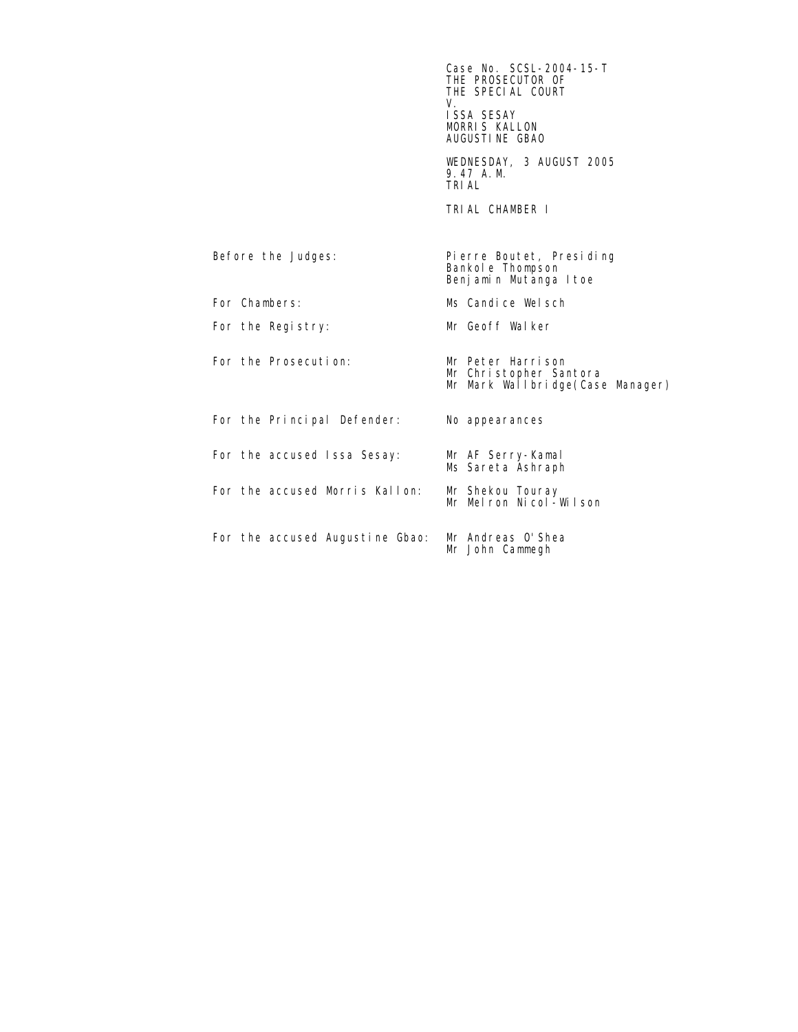Case No. SCSL-2004-15-T
THE PROSECUTOR OF
THE SPECIAL COURT
V.
ISSA SESAY
MORRIS KALLON
AUGUSTINE GBAO

WEDNESDAY, 3 AUGUST 2005
9.47 A.M.
TRIAL

TRIAL CHAMBER I

| | |
|---|---|
| Before the Judges: | Pierre Boutet, Presiding<br>Bankole Thompson<br>Benjamin Mutanga Itoe |
| For Chambers: | Ms Candice Welsch |
| For the Registry: | Mr Geoff Walker |
| For the Prosecution: | Mr Peter Harrison<br>Mr Christopher Santora<br>Mr Mark Wallbridge(Case Manager) |
| For the Principal Defender: | No appearances |
| For the accused Issa Sesay: | Mr AF Serry-Kamal<br>Ms Sareta Ashraph |
| For the accused Morris Kallon: | Mr Shekou Touray<br>Mr Melron Nicol-Wilson |
| For the accused Augustine Gbao: | Mr Andreas O'Shea<br>Mr John Cammegh |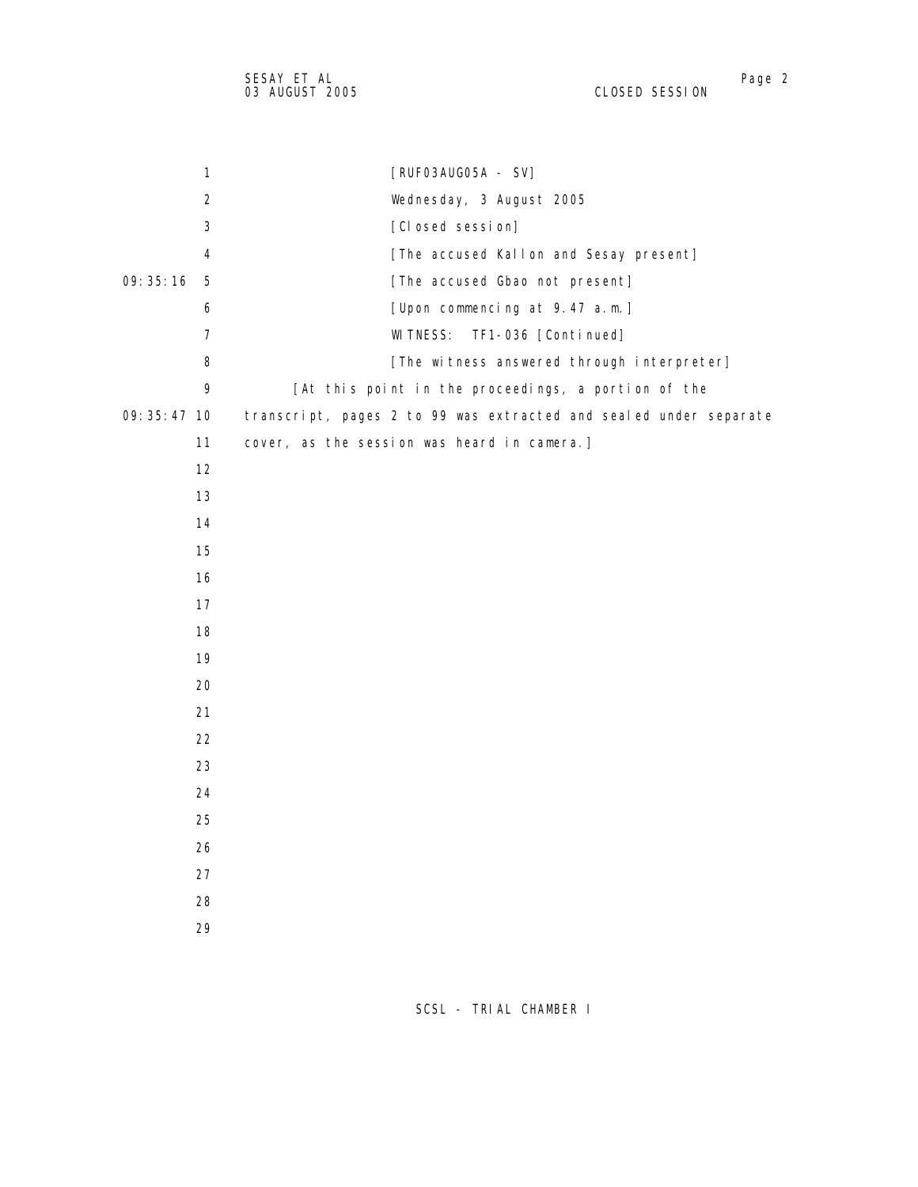[RUF03AUG05A - SV]

Wednesday, 3 August 2005

[Closed session]

[The accused Kallon and Sesay present]

[The accused Gbao not present]

[Upon commencing at 9.47 a.m.]

WITNESS: TF1-036 [Continued]

[The witness answered through interpreter]

[At this point in the proceedings, a portion of the transcript, pages 2 to 99 was extracted and sealed under separate cover, as the session was heard in camera.]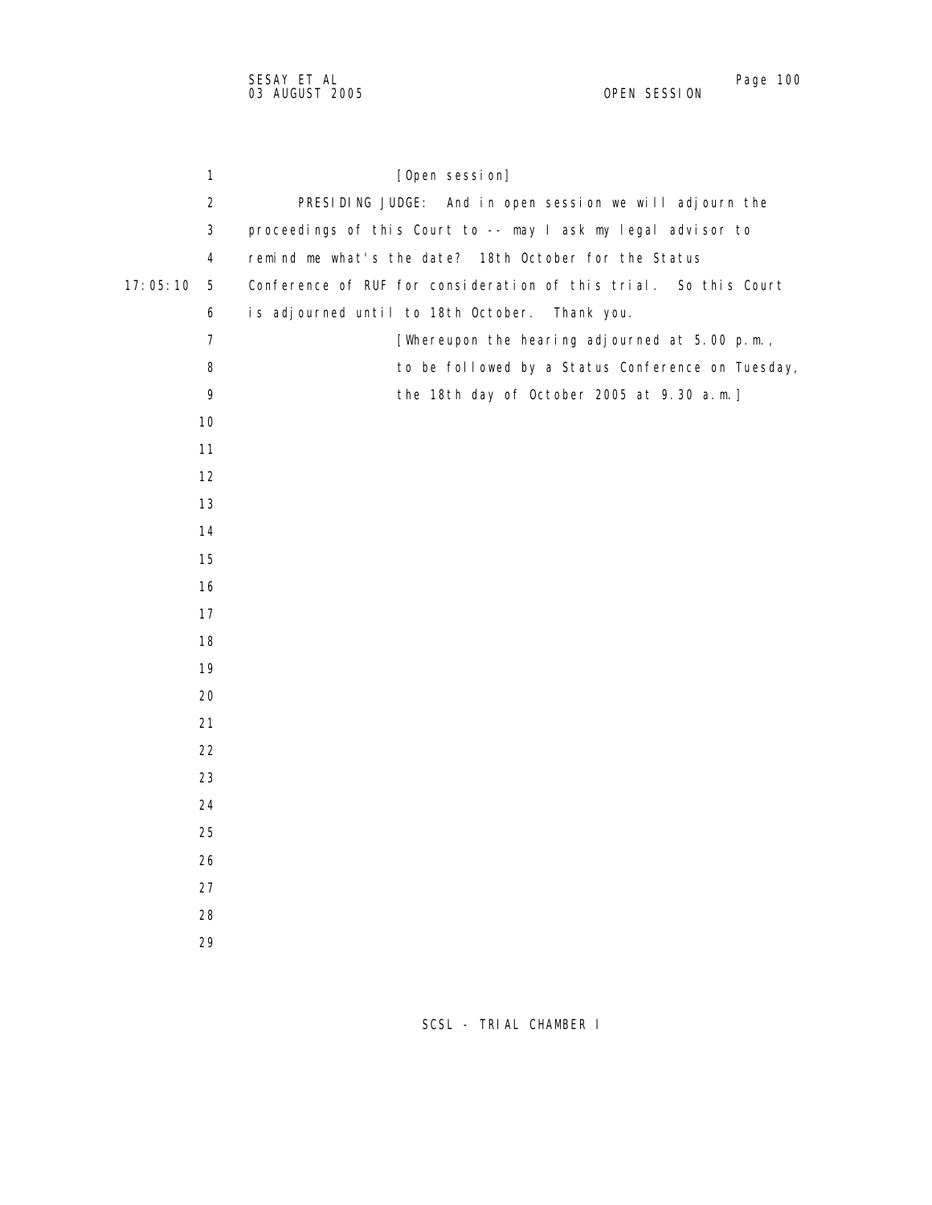[Open session]

PRESIDING JUDGE: And in open session we will adjourn the proceedings of this Court to -- may I ask my legal advisor to remind me what's the date? 18th October for the Status Conference of RUF for consideration of this trial. So this Court is adjourned until to 18th October. Thank you.

[Whereupon the hearing adjourned at 5.00 p.m., to be followed by a Status Conference on Tuesday, the 18th day of October 2005 at 9.30 a.m.]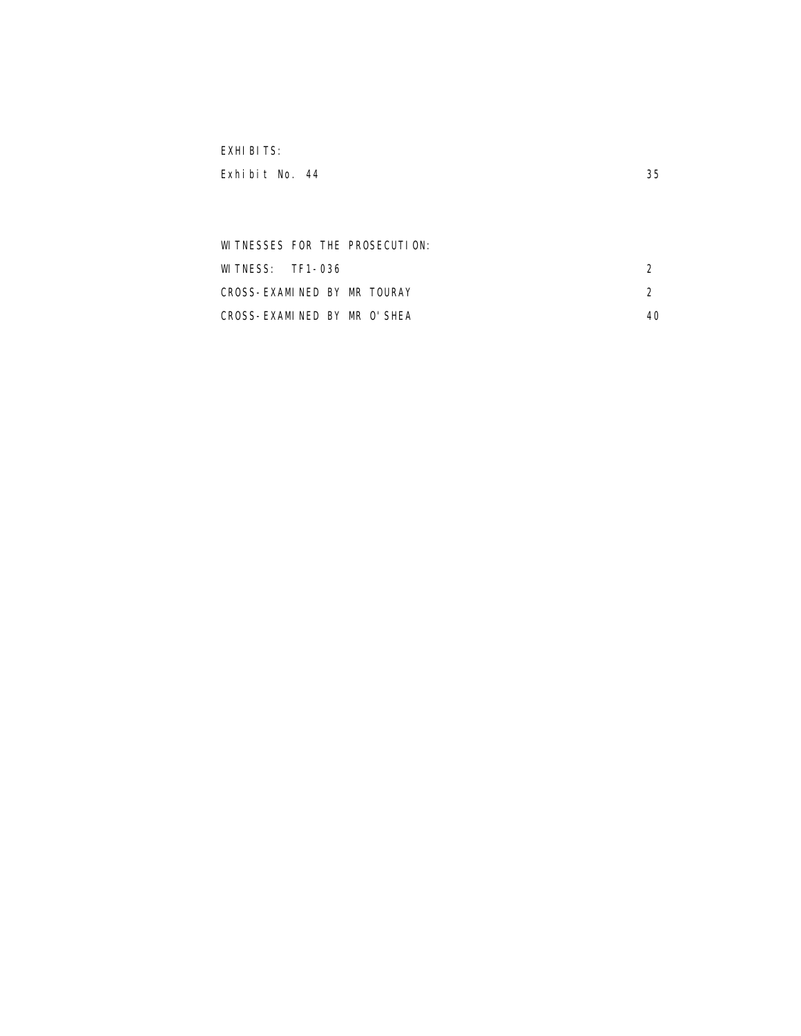EXHIBITS:

| | |
|---|---|
| Exhibit No. 44 | 35 |

WITNESSES FOR THE PROSECUTION:

| | |
|---|---|
| WITNESS: TF1-036 | 2 |
| CROSS-EXAMINED BY MR TOURAY | 2 |
| CROSS-EXAMINED BY MR O'SHEA | 40 |